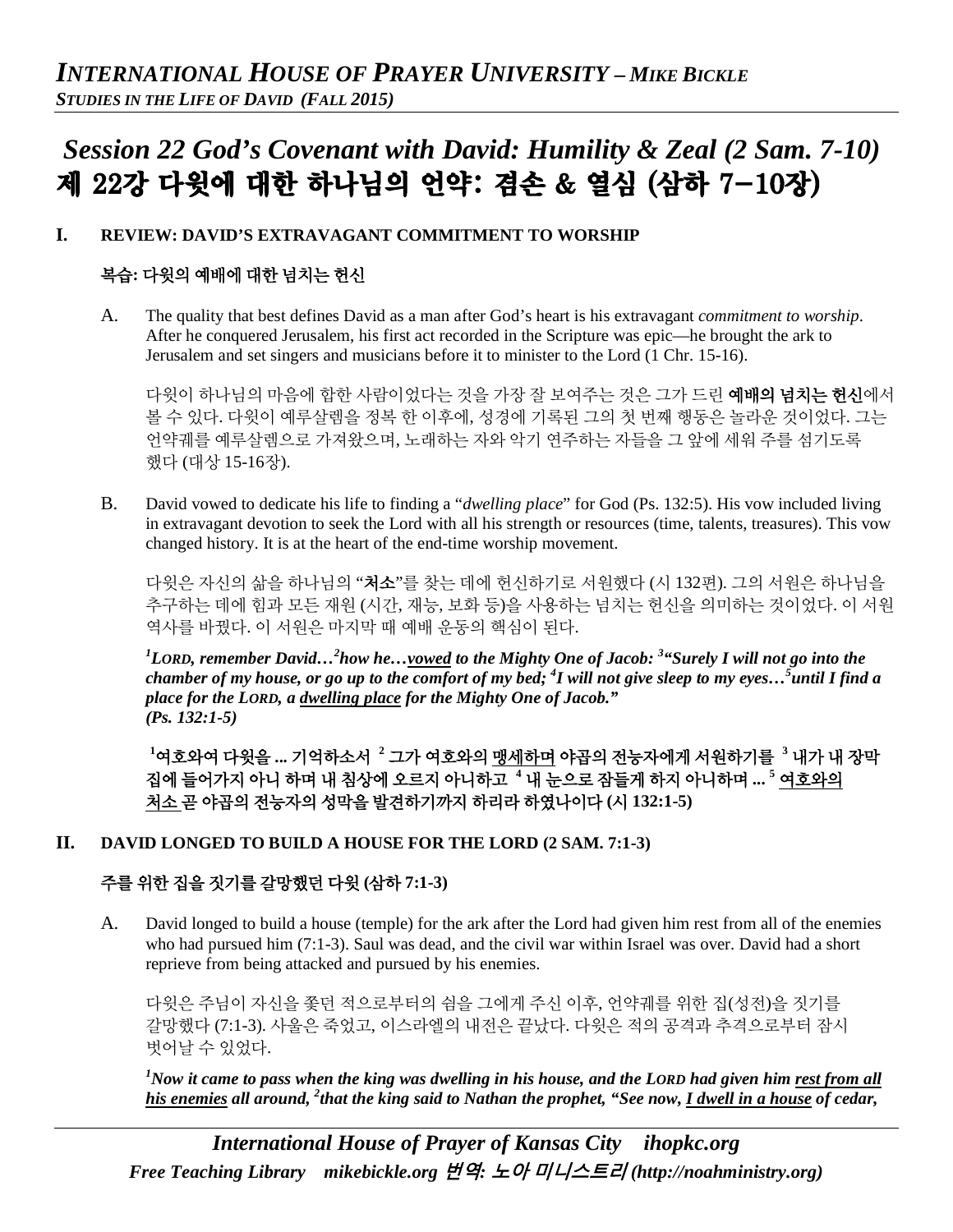# *INTERNATIONAL HOUSE OF PRAYER UNIVERSITY – MIKE BICKLE*

***STUDIES IN THE LIFE OF DAVID (FALL 2015)***

## *Session 22 God's Covenant with David: Humility & Zeal (2 Sam. 7-10)*
## 제 22강 다윗에 대한 하나님의 언약: 겸손 & 열심 (삼하 7−10장)

### I. REVIEW: DAVID'S EXTRAVAGANT COMMITMENT TO WORSHIP

### 복습: 다윗의 예배에 대한 넘치는 헌신

A. The quality that best defines David as a man after God's heart is his extravagant *commitment to worship*. After he conquered Jerusalem, his first act recorded in the Scripture was epic—he brought the ark to Jerusalem and set singers and musicians before it to minister to the Lord (1 Chr. 15-16).

다윗이 하나님의 마음에 합한 사람이었다는 것을 가장 잘 보여주는 것은 그가 드린 **예배의 넘치는 헌신**에서 볼 수 있다. 다윗이 예루살렘을 정복 한 이후에, 성경에 기록된 그의 첫 번째 행동은 놀라운 것이었다. 그는 언약궤를 예루살렘으로 가져왔으며, 노래하는 자와 악기 연주하는 자들을 그 앞에 세워 주를 섬기도록 했다 (대상 15-16장).

B. David vowed to dedicate his life to finding a "*dwelling place*" for God (Ps. 132:5). His vow included living in extravagant devotion to seek the Lord with all his strength or resources (time, talents, treasures). This vow changed history. It is at the heart of the end-time worship movement.

다윗은 자신의 삶을 하나님의 "**처소**"를 찾는 데에 헌신하기로 서원했다 (시 132편). 그의 서원은 하나님을 추구하는 데에 힘과 모든 재원 (시간, 재능, 보화 등)을 사용하는 넘치는 헌신을 의미하는 것이었다. 이 서원 역사를 바꿨다. 이 서원은 마지막 때 예배 운동의 핵심이 된다.

***[1]LORD, remember David…[2]how he…<u>vowed</u> to the Mighty One of Jacob: [3]"Surely I will not go into the chamber of my house, or go up to the comfort of my bed; [4]I will not give sleep to my eyes…[5]until I find a place for the LORD, a <u>dwelling place</u> for the Mighty One of Jacob." (Ps. 132:1-5)***

**[1]여호와여 다윗을 ... 기억하소서 [2] 그가 여호와의 <u>맹세하며</u> 야곱의 전능자에게 서원하기를 [3] 내가 내 장막 집에 들어가지 아니 하며 내 침상에 오르지 아니하고 [4] 내 눈으로 잠들게 하지 아니하며 ... [5] <u>여호와의 처소</u> 곧 야곱의 전능자의 성막을 발견하기까지 하리라 하였나이다 (시 132:1-5)**

### II. DAVID LONGED TO BUILD A HOUSE FOR THE LORD (2 SAM. 7:1-3)

### 주를 위한 집을 짓기를 갈망했던 다윗 (삼하 7:1-3)

A. David longed to build a house (temple) for the ark after the Lord had given him rest from all of the enemies who had pursued him (7:1-3). Saul was dead, and the civil war within Israel was over. David had a short reprieve from being attacked and pursued by his enemies.

다윗은 주님이 자신을 쫓던 적으로부터의 쉼을 그에게 주신 이후, 언약궤를 위한 집(성전)을 짓기를 갈망했다 (7:1-3). 사울은 죽었고, 이스라엘의 내전은 끝났다. 다윗은 적의 공격과 추격으로부터 잠시 벗어날 수 있었다.

***[1]Now it came to pass when the king was dwelling in his house, and the LORD had given him <u>rest from all his enemies</u> all around, [2]that the king said to Nathan the prophet, "See now, <u>I dwell in a house</u> of cedar,***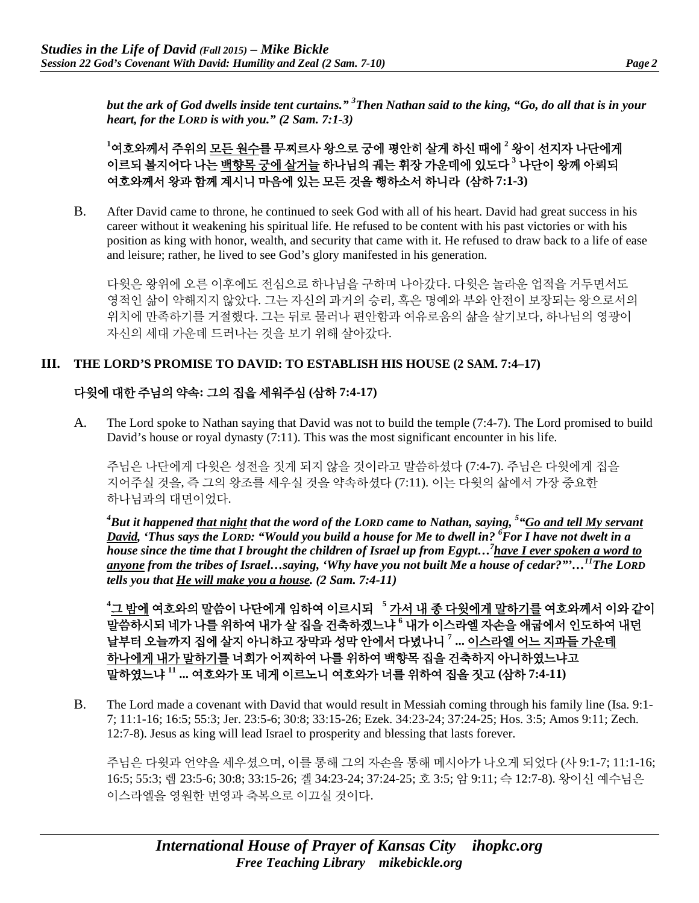***but the ark of God dwells inside tent curtains." [3]Then Nathan said to the king, "Go, do all that is in your heart, for the LORD is with you." (2 Sam. 7:1-3)***

**[1]여호와께서 주위의 <u>모든 원수</u>를 무찌르사 왕으로 궁에 평안히 살게 하신 때에 [2] 왕이 선지자 나단에게 이르되 볼지어다 나는 <u>백향목 궁에 살거늘</u> 하나님의 궤는 휘장 가운데에 있도다 [3] 나단이 왕께 아뢰되 여호와께서 왕과 함께 계시니 마음에 있는 모든 것을 행하소서 하니라 (삼하 7:1-3)**

B. After David came to throne, he continued to seek God with all of his heart. David had great success in his career without it weakening his spiritual life. He refused to be content with his past victories or with his position as king with honor, wealth, and security that came with it. He refused to draw back to a life of ease and leisure; rather, he lived to see God's glory manifested in his generation.

다윗은 왕위에 오른 이후에도 전심으로 하나님을 구하며 나아갔다. 다윗은 놀라운 업적을 거두면서도 영적인 삶이 약해지지 않았다. 그는 자신의 과거의 승리, 혹은 명예와 부와 안전이 보장되는 왕으로서의 위치에 만족하기를 거절했다. 그는 뒤로 물러나 편안함과 여유로움의 삶을 살기보다, 하나님의 영광이 자신의 세대 가운데 드러나는 것을 보기 위해 살아갔다.

## III. THE LORD'S PROMISE TO DAVID: TO ESTABLISH HIS HOUSE (2 SAM. 7:4–17)

## 다윗에 대한 주님의 약속: 그의 집을 세워주심 (삼하 7:4-17)

A. The Lord spoke to Nathan saying that David was not to build the temple (7:4-7). The Lord promised to build David's house or royal dynasty (7:11). This was the most significant encounter in his life.

주님은 나단에게 다윗은 성전을 짓게 되지 않을 것이라고 말씀하셨다 (7:4-7). 주님은 다윗에게 집을 지어주실 것을, 즉 그의 왕조를 세우실 것을 약속하셨다 (7:11). 이는 다윗의 삶에서 가장 중요한 하나님과의 대면이었다.

***[4]But it happened <u>that night</u> that the word of the LORD came to Nathan, saying, [5]"<u>Go and tell My servant David</u>, 'Thus says the LORD: "Would you build a house for Me to dwell in? [6]For I have not dwelt in a house since the time that I brought the children of Israel up from Egypt…[7]<u>have I ever spoken a word to anyone</u> from the tribes of Israel…saying, 'Why have you not built Me a house of cedar?'"'…[11]The LORD tells you that <u>He will make you a house</u>. (2 Sam. 7:4-11)***

**[4]<u>그 밤에</u> 여호와의 말씀이 나단에게 임하여 이르시되 [5] <u>가서 내 종 다윗에게 말하기를</u> 여호와께서 이와 같이 말씀하시되 네가 나를 위하여 내가 살 집을 건축하겠느냐 [6] 내가 이스라엘 자손을 애굽에서 인도하여 내던 날부터 오늘까지 집에 살지 아니하고 장막과 성막 안에서 다녔나니 [7] ... <u>이스라엘 어느 지파들 가운데 하나에게 내가 말하기를</u> 너희가 어찌하여 나를 위하여 백향목 집을 건축하지 아니하였느냐고 말하였느냐 [11] ... 여호와가 또 네게 이르노니 여호와가 너를 위하여 집을 짓고 (삼하 7:4-11)**

B. The Lord made a covenant with David that would result in Messiah coming through his family line (Isa. 9:1-7; 11:1-16; 16:5; 55:3; Jer. 23:5-6; 30:8; 33:15-26; Ezek. 34:23-24; 37:24-25; Hos. 3:5; Amos 9:11; Zech. 12:7-8). Jesus as king will lead Israel to prosperity and blessing that lasts forever.

주님은 다윗과 언약을 세우셨으며, 이를 통해 그의 자손을 통해 메시아가 나오게 되었다 (사 9:1-7; 11:1-16; 16:5; 55:3; 렘 23:5-6; 30:8; 33:15-26; 겔 34:23-24; 37:24-25; 호 3:5; 암 9:11; 슥 12:7-8). 왕이신 예수님은 이스라엘을 영원한 번영과 축복으로 이끄실 것이다.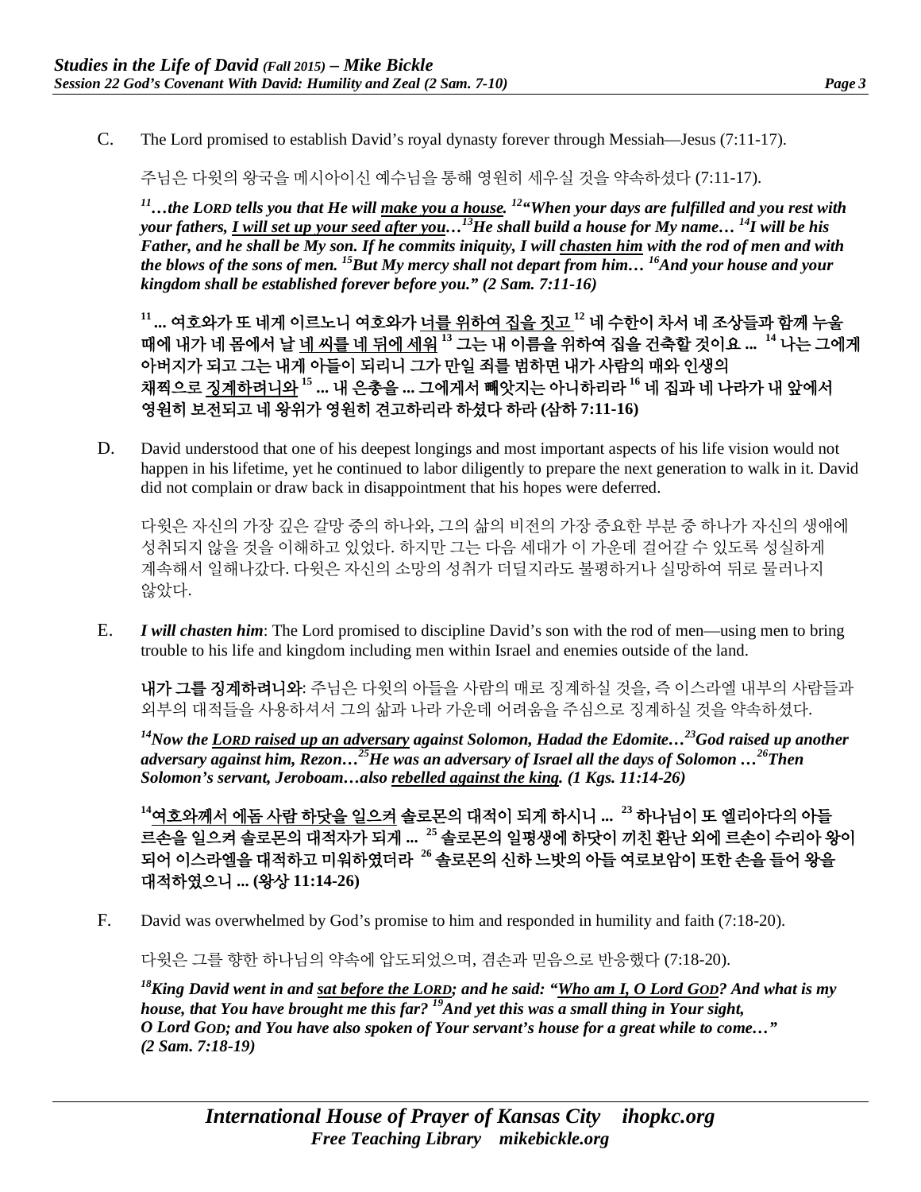C. The Lord promised to establish David's royal dynasty forever through Messiah—Jesus (7:11-17).

주님은 다윗의 왕국을 메시아이신 예수님을 통해 영원히 세우실 것을 약속하셨다 (7:11-17).

***[11]…the LORD tells you that He will <u>make you a house</u>. [12]"When your days are fulfilled and you rest with your fathers, <u>I will set up your seed after you</u>…[13]He shall build a house for My name… [14]I will be his Father, and he shall be My son. If he commits iniquity, I will <u>chasten him</u> with the rod of men and with the blows of the sons of men. [15]But My mercy shall not depart from him… [16]And your house and your kingdom shall be established forever before you." (2 Sam. 7:11-16)***

**[11] ... 여호와가 또 네게 이르노니 여호와가 <u>너를 위하여 집을 짓고</u> [12] 네 수한이 차서 네 조상들과 함께 누울 때에 내가 네 몸에서 날 <u>네 씨를 네 뒤에 세워</u> [13] 그는 내 이름을 위하여 집을 건축할 것이요 ... [14] 나는 그에게 아버지가 되고 그는 내게 아들이 되리니 그가 만일 죄를 범하면 내가 사람의 매와 인생의 채찍으로 <u>징계하려니와</u> [15] ... 내 은총을 ... 그에게서 빼앗지는 아니하리라 [16] 네 집과 네 나라가 내 앞에서 영원히 보전되고 네 왕위가 영원히 견고하리라 하셨다 하라 (삼하 7:11-16)**

D. David understood that one of his deepest longings and most important aspects of his life vision would not happen in his lifetime, yet he continued to labor diligently to prepare the next generation to walk in it. David did not complain or draw back in disappointment that his hopes were deferred.

다윗은 자신의 가장 깊은 갈망 중의 하나와, 그의 삶의 비전의 가장 중요한 부분 중 하나가 자신의 생애에 성취되지 않을 것을 이해하고 있었다. 하지만 그는 다음 세대가 이 가운데 걸어갈 수 있도록 성실하게 계속해서 일해나갔다. 다윗은 자신의 소망의 성취가 더딜지라도 불평하거나 실망하여 뒤로 물러나지 않았다.

E. ***I will chasten him***: The Lord promised to discipline David's son with the rod of men—using men to bring trouble to his life and kingdom including men within Israel and enemies outside of the land.

**내가 그를 징계하려니와**: 주님은 다윗의 아들을 사람의 매로 징계하실 것을, 즉 이스라엘 내부의 사람들과 외부의 대적들을 사용하셔서 그의 삶과 나라 가운데 어려움을 주심으로 징계하실 것을 약속하셨다.

***[14]Now the <u>LORD raised up an adversary</u> against Solomon, Hadad the Edomite…[23]God raised up another adversary against him, Rezon…[25]He was an adversary of Israel all the days of Solomon …[26]Then Solomon's servant, Jeroboam…also <u>rebelled against the king</u>. (1 Kgs. 11:14-26)***

**[14]<u>여호와께서 에돔 사람 하닷을 일으켜</u> 솔로몬의 대적이 되게 하시니 ... [23] 하나님이 또 엘리아다의 아들 르손을 일으켜 솔로몬의 대적자가 되게 ... [25] 솔로몬의 일평생에 하닷이 끼친 환난 외에 르손이 수리아 왕이 되어 이스라엘을 대적하고 미워하였더라 [26] 솔로몬의 신하 느밧의 아들 여로보암이 또한 손을 들어 왕을 대적하였으니 ... (왕상 11:14-26)**

F. David was overwhelmed by God's promise to him and responded in humility and faith (7:18-20).

다윗은 그를 향한 하나님의 약속에 압도되었으며, 겸손과 믿음으로 반응했다 (7:18-20).

***[18]King David went in and <u>sat before the LORD</u>; and he said: "<u>Who am I, O Lord GOD</u>? And what is my house, that You have brought me this far? [19]And yet this was a small thing in Your sight, O Lord GOD; and You have also spoken of Your servant's house for a great while to come…" (2 Sam. 7:18-19)***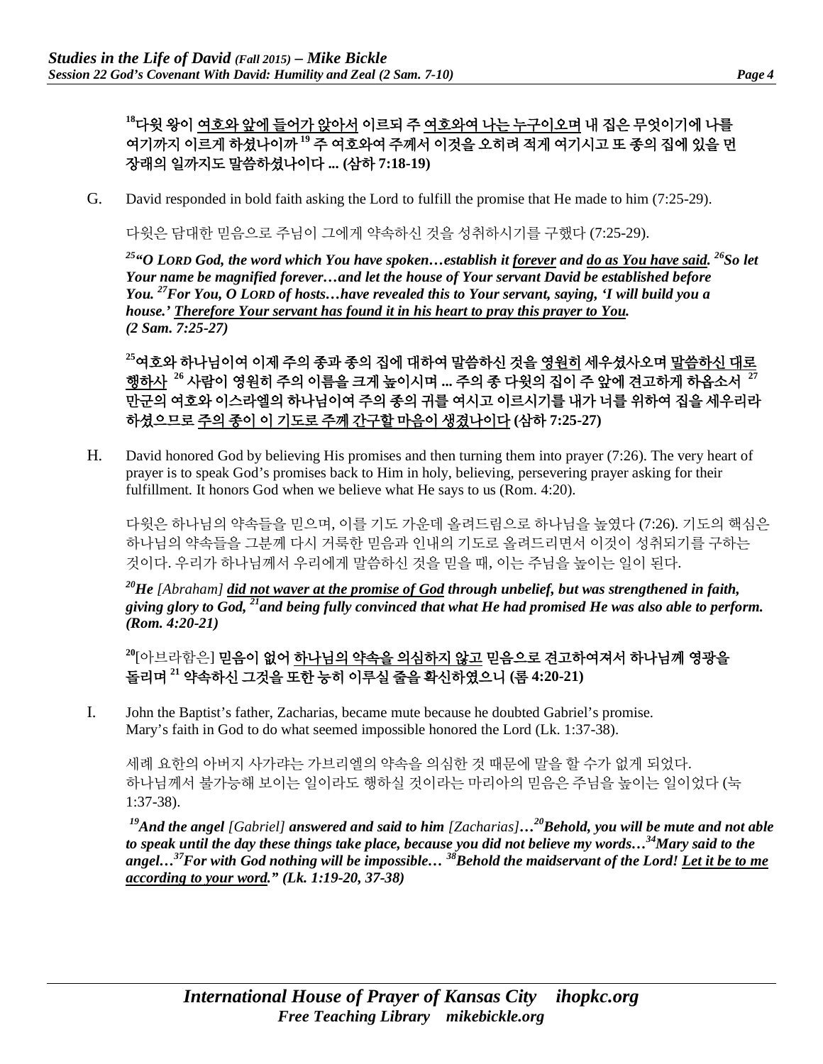**[18]다윗 왕이 여호와 앞에 들어가 앉아서 이르되 주 여호와여 나는 누구이오며 내 집은 무엇이기에 나를 여기까지 이르게 하셨나이까 [19] 주 여호와여 주께서 이것을 오히려 적게 여기시고 또 종의 집에 있을 먼 장래의 일까지도 말씀하셨나이다 ... (삼하 7:18-19)**

G. David responded in bold faith asking the Lord to fulfill the promise that He made to him (7:25-29).

다윗은 담대한 믿음으로 주님이 그에게 약속하신 것을 성취하시기를 구했다 (7:25-29).

***[25]"O LORD God, the word which You have spoken…establish it forever and do as You have said. [26]So let Your name be magnified forever…and let the house of Your servant David be established before You. [27]For You, O LORD of hosts…have revealed this to Your servant, saying, 'I will build you a house.' Therefore Your servant has found it in his heart to pray this prayer to You. (2 Sam. 7:25-27)***

**[25]여호와 하나님이여 이제 주의 종과 종의 집에 대하여 말씀하신 것을 영원히 세우셨사오며 말씀하신 대로 행하사 [26] 사람이 영원히 주의 이름을 크게 높이시며 ... 주의 종 다윗의 집이 주 앞에 견고하게 하옵소서 [27] 만군의 여호와 이스라엘의 하나님이여 주의 종의 귀를 여시고 이르시기를 내가 너를 위하여 집을 세우리라 하셨으므로 주의 종이 이 기도로 주께 간구할 마음이 생겼나이다 (삼하 7:25-27)**

H. David honored God by believing His promises and then turning them into prayer (7:26). The very heart of prayer is to speak God's promises back to Him in holy, believing, persevering prayer asking for their fulfillment. It honors God when we believe what He says to us (Rom. 4:20).

다윗은 하나님의 약속들을 믿으며, 이를 기도 가운데 올려드림으로 하나님을 높였다 (7:26). 기도의 핵심은 하나님의 약속들을 그분께 다시 거룩한 믿음과 인내의 기도로 올려드리면서 이것이 성취되기를 구하는 것이다. 우리가 하나님께서 우리에게 말씀하신 것을 믿을 때, 이는 주님을 높이는 일이 된다.

***[20]He [Abraham] did not waver at the promise of God through unbelief, but was strengthened in faith, giving glory to God, [21]and being fully convinced that what He had promised He was also able to perform. (Rom. 4:20-21)***

**[20][아브라함은] 믿음이 없어 하나님의 약속을 의심하지 않고 믿음으로 견고하여져서 하나님께 영광을 돌리며 [21] 약속하신 그것을 또한 능히 이루실 줄을 확신하였으니 (롬 4:20-21)**

I. John the Baptist's father, Zacharias, became mute because he doubted Gabriel's promise. Mary's faith in God to do what seemed impossible honored the Lord (Lk. 1:37-38).

세례 요한의 아버지 사가랴는 가브리엘의 약속을 의심한 것 때문에 말을 할 수가 없게 되었다. 하나님께서 불가능해 보이는 일이라도 행하실 것이라는 마리아의 믿음은 주님을 높이는 일이었다 (눅 1:37-38).

***[19]And the angel [Gabriel] answered and said to him [Zacharias]…[20]Behold, you will be mute and not able to speak until the day these things take place, because you did not believe my words…[34]Mary said to the angel…[37]For with God nothing will be impossible… [38]Behold the maidservant of the Lord! Let it be to me according to your word." (Lk. 1:19-20, 37-38)***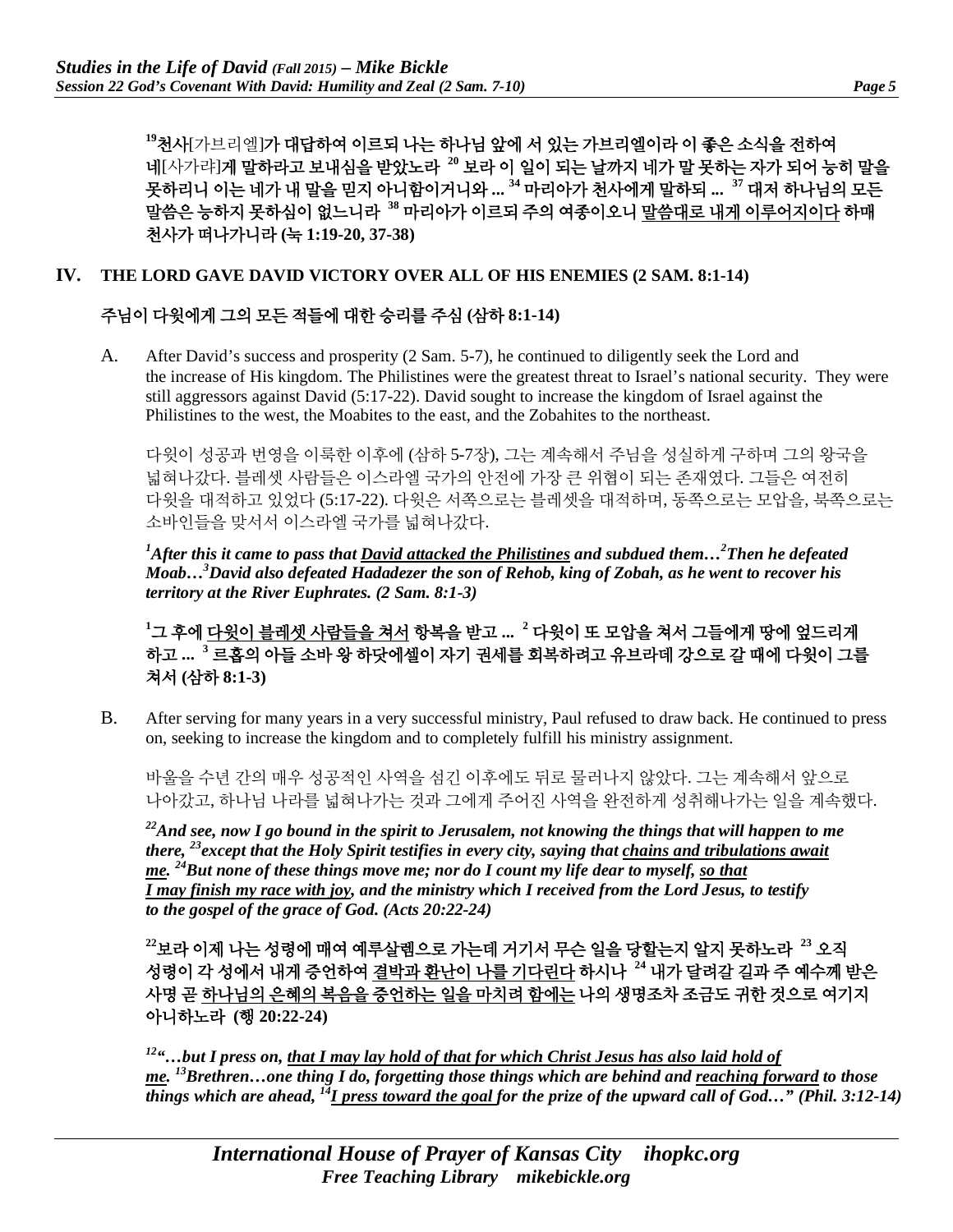**[19]천사**[가브리엘]**가 대답하여 이르되 나는 하나님 앞에 서 있는 가브리엘이라 이 좋은 소식을 전하여 네**[사가랴]**게 말하라고 보내심을 받았노라 [20] 보라 이 일이 되는 날까지 네가 말 못하는 자가 되어 능히 말을 못하리니 이는 네가 내 말을 믿지 아니함이거니와 ... [34] 마리아가 천사에게 말하되 ... [37] 대저 하나님의 모든 말씀은 능하지 못하심이 없느니라 [38] 마리아가 이르되 주의 여종이오니 <u>말씀대로 내게 이루어지이다</u> 하매 천사가 떠나가니라 (눅 1:19-20, 37-38)**

## IV. THE LORD GAVE DAVID VICTORY OVER ALL OF HIS ENEMIES (2 SAM. 8:1-14)

### 주님이 다윗에게 그의 모든 적들에 대한 승리를 주심 (삼하 8:1-14)

A. After David's success and prosperity (2 Sam. 5-7), he continued to diligently seek the Lord and the increase of His kingdom. The Philistines were the greatest threat to Israel's national security. They were still aggressors against David (5:17-22). David sought to increase the kingdom of Israel against the Philistines to the west, the Moabites to the east, and the Zobahites to the northeast.

다윗이 성공과 번영을 이룩한 이후에 (삼하 5-7장), 그는 계속해서 주님을 성실하게 구하며 그의 왕국을 넓혀나갔다. 블레셋 사람들은 이스라엘 국가의 안전에 가장 큰 위협이 되는 존재였다. 그들은 여전히 다윗을 대적하고 있었다 (5:17-22). 다윗은 서쪽으로는 블레셋을 대적하며, 동쪽으로는 모압을, 북쪽으로는 소바인들을 맞서서 이스라엘 국가를 넓혀나갔다.

***[1]After this it came to pass that <u>David attacked the Philistines</u> and subdued them…[2]Then he defeated Moab…[3]David also defeated Hadadezer the son of Rehob, king of Zobah, as he went to recover his territory at the River Euphrates. (2 Sam. 8:1-3)***

**[1]그 후에 <u>다윗이 블레셋 사람들을 쳐서</u> 항복을 받고 ... [2] 다윗이 또 모압을 쳐서 그들에게 땅에 엎드리게 하고 ... [3] 르홉의 아들 소바 왕 하닷에셀이 자기 권세를 회복하려고 유브라데 강으로 갈 때에 다윗이 그를 쳐서 (삼하 8:1-3)**

B. After serving for many years in a very successful ministry, Paul refused to draw back. He continued to press on, seeking to increase the kingdom and to completely fulfill his ministry assignment.

바울을 수년 간의 매우 성공적인 사역을 섬긴 이후에도 뒤로 물러나지 않았다. 그는 계속해서 앞으로 나아갔고, 하나님 나라를 넓혀나가는 것과 그에게 주어진 사역을 완전하게 성취해나가는 일을 계속했다.

***[22]And see, now I go bound in the spirit to Jerusalem, not knowing the things that will happen to me there, [23]except that the Holy Spirit testifies in every city, saying that <u>chains and tribulations await me</u>. [24]But none of these things move me; nor do I count my life dear to myself, <u>so that I may finish my race with joy</u>, and the ministry which I received from the Lord Jesus, to testify to the gospel of the grace of God. (Acts 20:22-24)***

**[22]보라 이제 나는 성령에 매여 예루살렘으로 가는데 거기서 무슨 일을 당할는지 알지 못하노라 [23] 오직 성령이 각 성에서 내게 증언하여 <u>결박과 환난이 나를 기다린다</u> 하시나 [24] 내가 달려갈 길과 주 예수께 받은 사명 곧 <u>하나님의 은혜의 복음을 증언하는 일을 마치려 함에는</u> 나의 생명조차 조금도 귀한 것으로 여기지 아니하노라 (행 20:22-24)**

***[12]"…but I press on, <u>that I may lay hold of that for which Christ Jesus has also laid hold of me</u>. [13]Brethren…one thing I do, forgetting those things which are behind and <u>reaching forward</u> to those things which are ahead, [14]<u>I press toward the goal</u> for the prize of the upward call of God…" (Phil. 3:12-14)***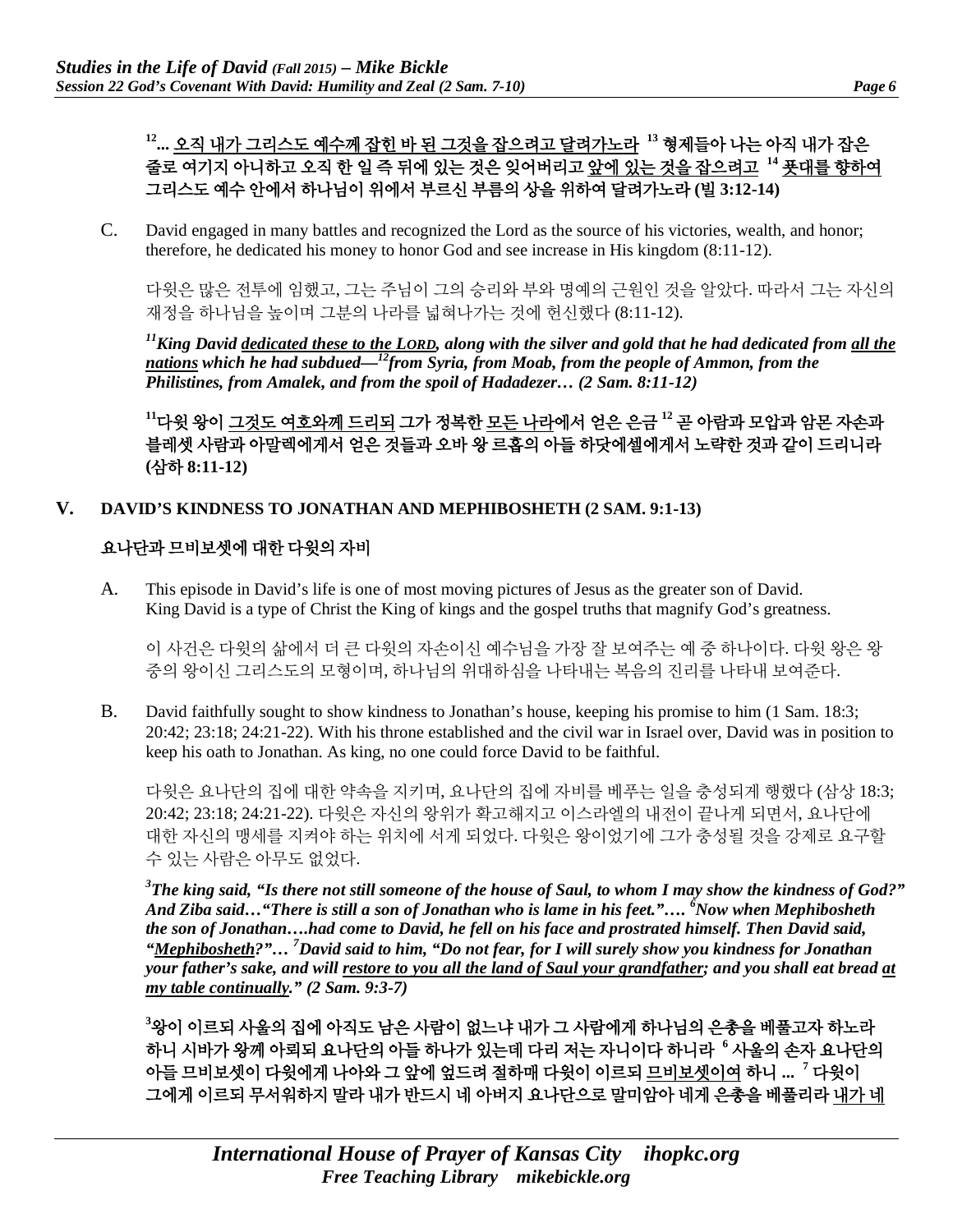**[12]... 오직 내가 그리스도 예수께 잡힌 바 된 그것을 잡으려고 달려가노라 [13] 형제들아 나는 아직 내가 잡은 줄로 여기지 아니하고 오직 한 일 즉 뒤에 있는 것은 잊어버리고 앞에 있는 것을 잡으려고 [14] 푯대를 향하여 그리스도 예수 안에서 하나님이 위에서 부르신 부름의 상을 위하여 달려가노라 (빌 3:12-14)**

C. David engaged in many battles and recognized the Lord as the source of his victories, wealth, and honor; therefore, he dedicated his money to honor God and see increase in His kingdom (8:11-12).

다윗은 많은 전투에 임했고, 그는 주님이 그의 승리와 부와 명예의 근원인 것을 알았다. 따라서 그는 자신의 재정을 하나님을 높이며 그분의 나라를 넓혀나가는 것에 헌신했다 (8:11-12).

***[11]King David dedicated these to the LORD, along with the silver and gold that he had dedicated from all the nations which he had subdued—[12]from Syria, from Moab, from the people of Ammon, from the Philistines, from Amalek, and from the spoil of Hadadezer… (2 Sam. 8:11-12)***

**[11]다윗 왕이 그것도 여호와께 드리되 그가 정복한 모든 나라에서 얻은 은금 [12] 곧 아람과 모압과 암몬 자손과 블레셋 사람과 아말렉에게서 얻은 것들과 오바 왕 르홉의 아들 하닷에셀에게서 노략한 것과 같이 드리니라 (삼하 8:11-12)**

## V. DAVID'S KINDNESS TO JONATHAN AND MEPHIBOSHETH (2 SAM. 9:1-13)

## 요나단과 므비보셋에 대한 다윗의 자비

A. This episode in David's life is one of most moving pictures of Jesus as the greater son of David. King David is a type of Christ the King of kings and the gospel truths that magnify God's greatness.

이 사건은 다윗의 삶에서 더 큰 다윗의 자손이신 예수님을 가장 잘 보여주는 예 중 하나이다. 다윗 왕은 왕 중의 왕이신 그리스도의 모형이며, 하나님의 위대하심을 나타내는 복음의 진리를 나타내 보여준다.

B. David faithfully sought to show kindness to Jonathan's house, keeping his promise to him (1 Sam. 18:3; 20:42; 23:18; 24:21-22). With his throne established and the civil war in Israel over, David was in position to keep his oath to Jonathan. As king, no one could force David to be faithful.

다윗은 요나단의 집에 대한 약속을 지키며, 요나단의 집에 자비를 베푸는 일을 충성되게 행했다 (삼상 18:3; 20:42; 23:18; 24:21-22). 다윗은 자신의 왕위가 확고해지고 이스라엘의 내전이 끝나게 되면서, 요나단에 대한 자신의 맹세를 지켜야 하는 위치에 서게 되었다. 다윗은 왕이었기에 그가 충성될 것을 강제로 요구할 수 있는 사람은 아무도 없었다.

***[3]The king said, "Is there not still someone of the house of Saul, to whom I may show the kindness of God?" And Ziba said…"There is still a son of Jonathan who is lame in his feet."…. [6]Now when Mephibosheth the son of Jonathan….had come to David, he fell on his face and prostrated himself. Then David said, "Mephibosheth?"… [7]David said to him, "Do not fear, for I will surely show you kindness for Jonathan your father's sake, and will restore to you all the land of Saul your grandfather; and you shall eat bread at my table continually." (2 Sam. 9:3-7)***

**[3]왕이 이르되 사울의 집에 아직도 남은 사람이 없느냐 내가 그 사람에게 하나님의 은총을 베풀고자 하노라 하니 시바가 왕께 아뢰되 요나단의 아들 하나가 있는데 다리 저는 자니이다 하니라 [6] 사울의 손자 요나단의 아들 므비보셋이 다윗에게 나아와 그 앞에 엎드려 절하매 다윗이 이르되 므비보셋이여 하니 ... [7] 다윗이 그에게 이르되 무서워하지 말라 내가 반드시 네 아버지 요나단으로 말미암아 네게 은총을 베풀리라 내가 네**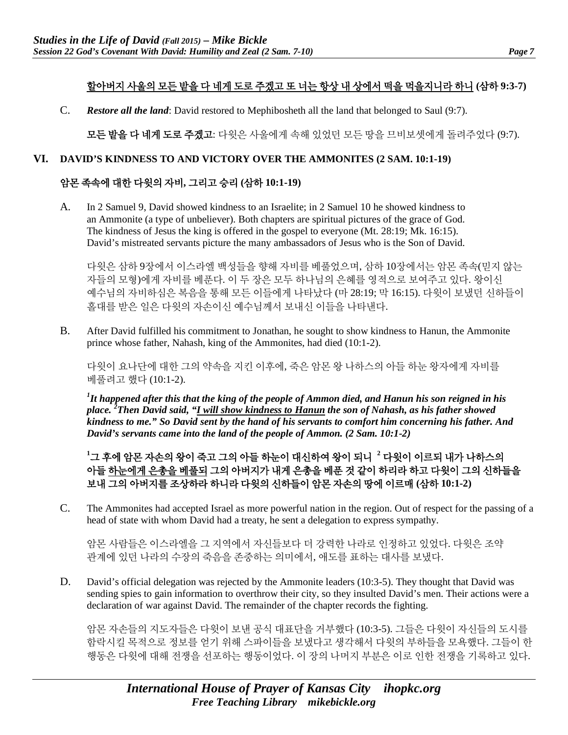<u>할아버지 사울의 모든 밭을 다 네게 도로 주겠고 또 너는 항상 내 상에서 떡을 먹을지니라 하니</u> **(삼하 9:3-7)**

C. ***Restore all the land***: David restored to Mephibosheth all the land that belonged to Saul (9:7).

**모든 밭을 다 네게 도로 주겠고**: 다윗은 사울에게 속해 있었던 모든 땅을 므비보셋에게 돌려주었다 (9:7).

## VI. DAVID'S KINDNESS TO AND VICTORY OVER THE AMMONITES (2 SAM. 10:1-19)

## 암몬 족속에 대한 다윗의 자비, 그리고 승리 (삼하 10:1-19)

A. In 2 Samuel 9, David showed kindness to an Israelite; in 2 Samuel 10 he showed kindness to an Ammonite (a type of unbeliever). Both chapters are spiritual pictures of the grace of God. The kindness of Jesus the king is offered in the gospel to everyone (Mt. 28:19; Mk. 16:15). David's mistreated servants picture the many ambassadors of Jesus who is the Son of David.

다윗은 삼하 9장에서 이스라엘 백성들을 향해 자비를 베풀었으며, 삼하 10장에서는 암몬 족속(믿지 않는 자들의 모형)에게 자비를 베푼다. 이 두 장은 모두 하나님의 은혜를 영적으로 보여주고 있다. 왕이신 예수님의 자비하심은 복음을 통해 모든 이들에게 나타났다 (마 28:19; 막 16:15). 다윗이 보냈던 신하들이 홀대를 받은 일은 다윗의 자손이신 예수님께서 보내신 이들을 나타낸다.

B. After David fulfilled his commitment to Jonathan, he sought to show kindness to Hanun, the Ammonite prince whose father, Nahash, king of the Ammonites, had died (10:1-2).

다윗이 요나단에 대한 그의 약속을 지킨 이후에, 죽은 암몬 왕 나하스의 아들 하눈 왕자에게 자비를 베풀려고 했다 (10:1-2).

***[1]It happened after this that the king of the people of Ammon died, and Hanun his son reigned in his place. [2]Then David said, "<u>I will show kindness to Hanun</u> the son of Nahash, as his father showed kindness to me." So David sent by the hand of his servants to comfort him concerning his father. And David's servants came into the land of the people of Ammon. (2 Sam. 10:1-2)***

**[1]그 후에 암몬 자손의 왕이 죽고 그의 아들 하눈이 대신하여 왕이 되니 [2] 다윗이 이르되 내가 나하스의 아들 <u>하눈에게 은총을 베풀되</u> 그의 아버지가 내게 은총을 베푼 것 같이 하리라 하고 다윗이 그의 신하들을 보내 그의 아버지를 조상하라 하니라 다윗의 신하들이 암몬 자손의 땅에 이르매 (삼하 10:1-2)**

C. The Ammonites had accepted Israel as more powerful nation in the region. Out of respect for the passing of a head of state with whom David had a treaty, he sent a delegation to express sympathy.

암몬 사람들은 이스라엘을 그 지역에서 자신들보다 더 강력한 나라로 인정하고 있었다. 다윗은 조약 관계에 있던 나라의 수장의 죽음을 존중하는 의미에서, 애도를 표하는 대사를 보냈다.

D. David's official delegation was rejected by the Ammonite leaders (10:3-5). They thought that David was sending spies to gain information to overthrow their city, so they insulted David's men. Their actions were a declaration of war against David. The remainder of the chapter records the fighting.

암몬 자손들의 지도자들은 다윗이 보낸 공식 대표단을 거부했다 (10:3-5). 그들은 다윗이 자신들의 도시를 함락시킬 목적으로 정보를 얻기 위해 스파이들을 보냈다고 생각해서 다윗의 부하들을 모욕했다. 그들이 한 행동은 다윗에 대해 전쟁을 선포하는 행동이었다. 이 장의 나머지 부분은 이로 인한 전쟁을 기록하고 있다.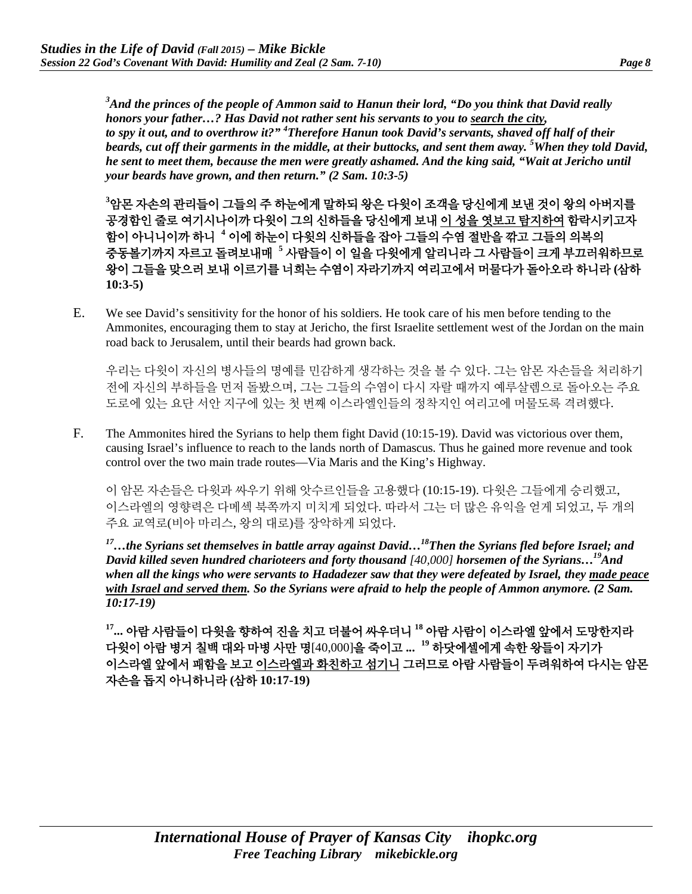*[3]And the princes of the people of Ammon said to Hanun their lord, "Do you think that David really honors your father…? Has David not rather sent his servants to you to search the city, to spy it out, and to overthrow it?" [4]Therefore Hanun took David's servants, shaved off half of their beards, cut off their garments in the middle, at their buttocks, and sent them away. [5]When they told David, he sent to meet them, because the men were greatly ashamed. And the king said, "Wait at Jericho until your beards have grown, and then return." (2 Sam. 10:3-5)*

**[3]암몬 자손의 관리들이 그들의 주 하눈에게 말하되 왕은 다윗이 조객을 당신에게 보낸 것이 왕의 아버지를 공경함인 줄로 여기시나이까 다윗이 그의 신하들을 당신에게 보내 이 성을 엿보고 탐지하여 함락시키고자 함이 아니니이까 하니 [4] 이에 하눈이 다윗의 신하들을 잡아 그들의 수염 절반을 깎고 그들의 의복의 중동볼기까지 자르고 돌려보내매 [5] 사람들이 이 일을 다윗에게 알리니라 그 사람들이 크게 부끄러워하므로 왕이 그들을 맞으러 보내 이르기를 너희는 수염이 자라기까지 여리고에서 머물다가 돌아오라 하니라 (삼하 10:3-5)**

E. We see David's sensitivity for the honor of his soldiers. He took care of his men before tending to the Ammonites, encouraging them to stay at Jericho, the first Israelite settlement west of the Jordan on the main road back to Jerusalem, until their beards had grown back.

우리는 다윗이 자신의 병사들의 명예를 민감하게 생각하는 것을 볼 수 있다. 그는 암몬 자손들을 처리하기 전에 자신의 부하들을 먼저 돌봤으며, 그는 그들의 수염이 다시 자랄 때까지 예루살렘으로 돌아오는 주요 도로에 있는 요단 서안 지구에 있는 첫 번째 이스라엘인들의 정착지인 여리고에 머물도록 격려했다.

F. The Ammonites hired the Syrians to help them fight David (10:15-19). David was victorious over them, causing Israel's influence to reach to the lands north of Damascus. Thus he gained more revenue and took control over the two main trade routes—Via Maris and the King's Highway.

이 암몬 자손들은 다윗과 싸우기 위해 앗수르인들을 고용했다 (10:15-19). 다윗은 그들에게 승리했고, 이스라엘의 영향력은 다메섹 북쪽까지 미치게 되었다. 따라서 그는 더 많은 유익을 얻게 되었고, 두 개의 주요 교역로(비아 마리스, 왕의 대로)를 장악하게 되었다.

*[17]…the Syrians set themselves in battle array against David…[18]Then the Syrians fled before Israel; and David killed seven hundred charioteers and forty thousand [40,000] horsemen of the Syrians…[19]And when all the kings who were servants to Hadadezer saw that they were defeated by Israel, they made peace with Israel and served them. So the Syrians were afraid to help the people of Ammon anymore. (2 Sam. 10:17-19)*

**[17]... 아람 사람들이 다윗을 향하여 진을 치고 더불어 싸우더니 [18] 아람 사람이 이스라엘 앞에서 도망한지라 다윗이 아람 병거 칠백 대와 마병 사만 명[40,000]을 죽이고 ... [19] 하닷에셀에게 속한 왕들이 자기가 이스라엘 앞에서 패함을 보고 이스라엘과 화친하고 섬기니 그러므로 아람 사람들이 두려워하여 다시는 암몬 자손을 돕지 아니하니라 (삼하 10:17-19)**